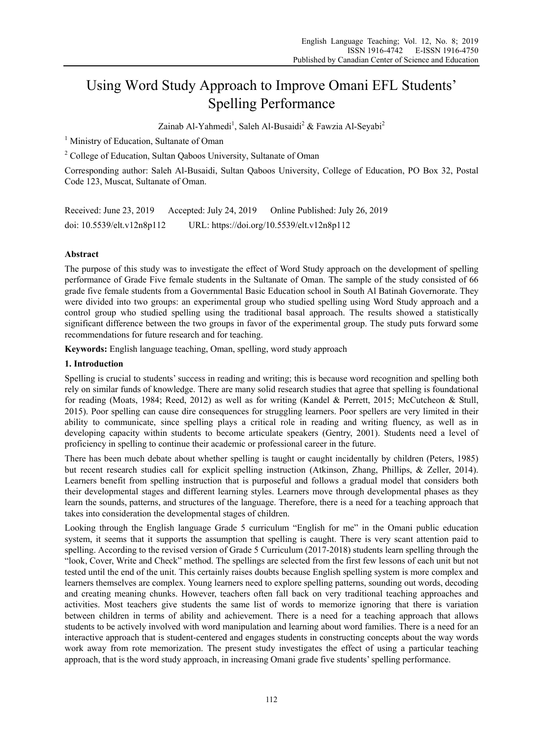# Using Word Study Approach to Improve Omani EFL Students' Spelling Performance

Zainab Al-Yahmedi[1], Saleh Al-Busaidi[2] & Fawzia Al-Seyabi[2]

[1] Ministry of Education, Sultanate of Oman

[2] College of Education, Sultan Qaboos University, Sultanate of Oman

Corresponding author: Saleh Al-Busaidi, Sultan Qaboos University, College of Education, PO Box 32, Postal Code 123, Muscat, Sultanate of Oman.

Received: June 23, 2019 Accepted: July 24, 2019 Online Published: July 26, 2019

doi: 10.5539/elt.v12n8p112 URL: https://doi.org/10.5539/elt.v12n8p112

## Abstract

The purpose of this study was to investigate the effect of Word Study approach on the development of spelling performance of Grade Five female students in the Sultanate of Oman. The sample of the study consisted of 66 grade five female students from a Governmental Basic Education school in South Al Batinah Governorate. They were divided into two groups: an experimental group who studied spelling using Word Study approach and a control group who studied spelling using the traditional basal approach. The results showed a statistically significant difference between the two groups in favor of the experimental group. The study puts forward some recommendations for future research and for teaching.

**Keywords:** English language teaching, Oman, spelling, word study approach

## 1. Introduction

Spelling is crucial to students' success in reading and writing; this is because word recognition and spelling both rely on similar funds of knowledge. There are many solid research studies that agree that spelling is foundational for reading (Moats, 1984; Reed, 2012) as well as for writing (Kandel & Perrett, 2015; McCutcheon & Stull, 2015). Poor spelling can cause dire consequences for struggling learners. Poor spellers are very limited in their ability to communicate, since spelling plays a critical role in reading and writing fluency, as well as in developing capacity within students to become articulate speakers (Gentry, 2001). Students need a level of proficiency in spelling to continue their academic or professional career in the future.

There has been much debate about whether spelling is taught or caught incidentally by children (Peters, 1985) but recent research studies call for explicit spelling instruction (Atkinson, Zhang, Phillips, & Zeller, 2014). Learners benefit from spelling instruction that is purposeful and follows a gradual model that considers both their developmental stages and different learning styles. Learners move through developmental phases as they learn the sounds, patterns, and structures of the language. Therefore, there is a need for a teaching approach that takes into consideration the developmental stages of children.

Looking through the English language Grade 5 curriculum "English for me" in the Omani public education system, it seems that it supports the assumption that spelling is caught. There is very scant attention paid to spelling. According to the revised version of Grade 5 Curriculum (2017-2018) students learn spelling through the "look, Cover, Write and Check" method. The spellings are selected from the first few lessons of each unit but not tested until the end of the unit. This certainly raises doubts because English spelling system is more complex and learners themselves are complex. Young learners need to explore spelling patterns, sounding out words, decoding and creating meaning chunks. However, teachers often fall back on very traditional teaching approaches and activities. Most teachers give students the same list of words to memorize ignoring that there is variation between children in terms of ability and achievement. There is a need for a teaching approach that allows students to be actively involved with word manipulation and learning about word families. There is a need for an interactive approach that is student-centered and engages students in constructing concepts about the way words work away from rote memorization. The present study investigates the effect of using a particular teaching approach, that is the word study approach, in increasing Omani grade five students' spelling performance.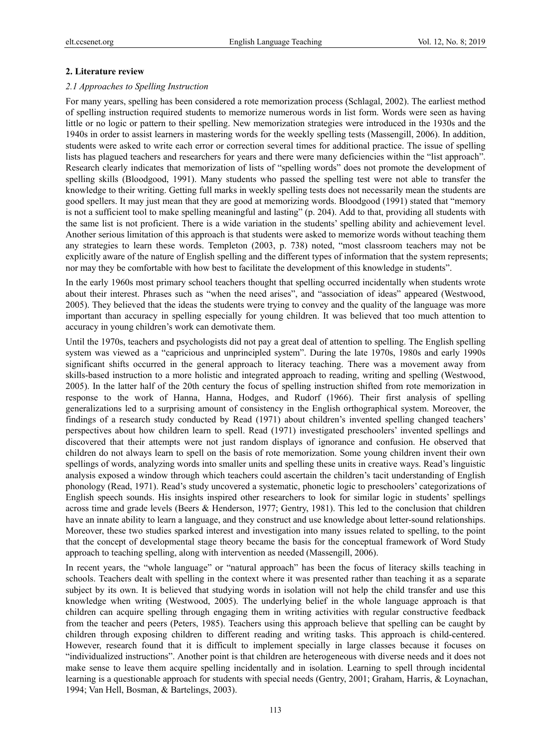## 2. Literature review

### *2.1 Approaches to Spelling Instruction*

For many years, spelling has been considered a rote memorization process (Schlagal, 2002). The earliest method of spelling instruction required students to memorize numerous words in list form. Words were seen as having little or no logic or pattern to their spelling. New memorization strategies were introduced in the 1930s and the 1940s in order to assist learners in mastering words for the weekly spelling tests (Massengill, 2006). In addition, students were asked to write each error or correction several times for additional practice. The issue of spelling lists has plagued teachers and researchers for years and there were many deficiencies within the "list approach". Research clearly indicates that memorization of lists of "spelling words" does not promote the development of spelling skills (Bloodgood, 1991). Many students who passed the spelling test were not able to transfer the knowledge to their writing. Getting full marks in weekly spelling tests does not necessarily mean the students are good spellers. It may just mean that they are good at memorizing words. Bloodgood (1991) stated that "memory is not a sufficient tool to make spelling meaningful and lasting" (p. 204). Add to that, providing all students with the same list is not proficient. There is a wide variation in the students' spelling ability and achievement level. Another serious limitation of this approach is that students were asked to memorize words without teaching them any strategies to learn these words. Templeton (2003, p. 738) noted, "most classroom teachers may not be explicitly aware of the nature of English spelling and the different types of information that the system represents; nor may they be comfortable with how best to facilitate the development of this knowledge in students".

In the early 1960s most primary school teachers thought that spelling occurred incidentally when students wrote about their interest. Phrases such as "when the need arises", and "association of ideas" appeared (Westwood, 2005). They believed that the ideas the students were trying to convey and the quality of the language was more important than accuracy in spelling especially for young children. It was believed that too much attention to accuracy in young children's work can demotivate them.

Until the 1970s, teachers and psychologists did not pay a great deal of attention to spelling. The English spelling system was viewed as a "capricious and unprincipled system". During the late 1970s, 1980s and early 1990s significant shifts occurred in the general approach to literacy teaching. There was a movement away from skills-based instruction to a more holistic and integrated approach to reading, writing and spelling (Westwood, 2005). In the latter half of the 20th century the focus of spelling instruction shifted from rote memorization in response to the work of Hanna, Hanna, Hodges, and Rudorf (1966). Their first analysis of spelling generalizations led to a surprising amount of consistency in the English orthographical system. Moreover, the findings of a research study conducted by Read (1971) about children's invented spelling changed teachers' perspectives about how children learn to spell. Read (1971) investigated preschoolers' invented spellings and discovered that their attempts were not just random displays of ignorance and confusion. He observed that children do not always learn to spell on the basis of rote memorization. Some young children invent their own spellings of words, analyzing words into smaller units and spelling these units in creative ways. Read's linguistic analysis exposed a window through which teachers could ascertain the children's tacit understanding of English phonology (Read, 1971). Read's study uncovered a systematic, phonetic logic to preschoolers' categorizations of English speech sounds. His insights inspired other researchers to look for similar logic in students' spellings across time and grade levels (Beers & Henderson, 1977; Gentry, 1981). This led to the conclusion that children have an innate ability to learn a language, and they construct and use knowledge about letter-sound relationships. Moreover, these two studies sparked interest and investigation into many issues related to spelling, to the point that the concept of developmental stage theory became the basis for the conceptual framework of Word Study approach to teaching spelling, along with intervention as needed (Massengill, 2006).

In recent years, the "whole language" or "natural approach" has been the focus of literacy skills teaching in schools. Teachers dealt with spelling in the context where it was presented rather than teaching it as a separate subject by its own. It is believed that studying words in isolation will not help the child transfer and use this knowledge when writing (Westwood, 2005). The underlying belief in the whole language approach is that children can acquire spelling through engaging them in writing activities with regular constructive feedback from the teacher and peers (Peters, 1985). Teachers using this approach believe that spelling can be caught by children through exposing children to different reading and writing tasks. This approach is child-centered. However, research found that it is difficult to implement specially in large classes because it focuses on "individualized instructions". Another point is that children are heterogeneous with diverse needs and it does not make sense to leave them acquire spelling incidentally and in isolation. Learning to spell through incidental learning is a questionable approach for students with special needs (Gentry, 2001; Graham, Harris, & Loynachan, 1994; Van Hell, Bosman, & Bartelings, 2003).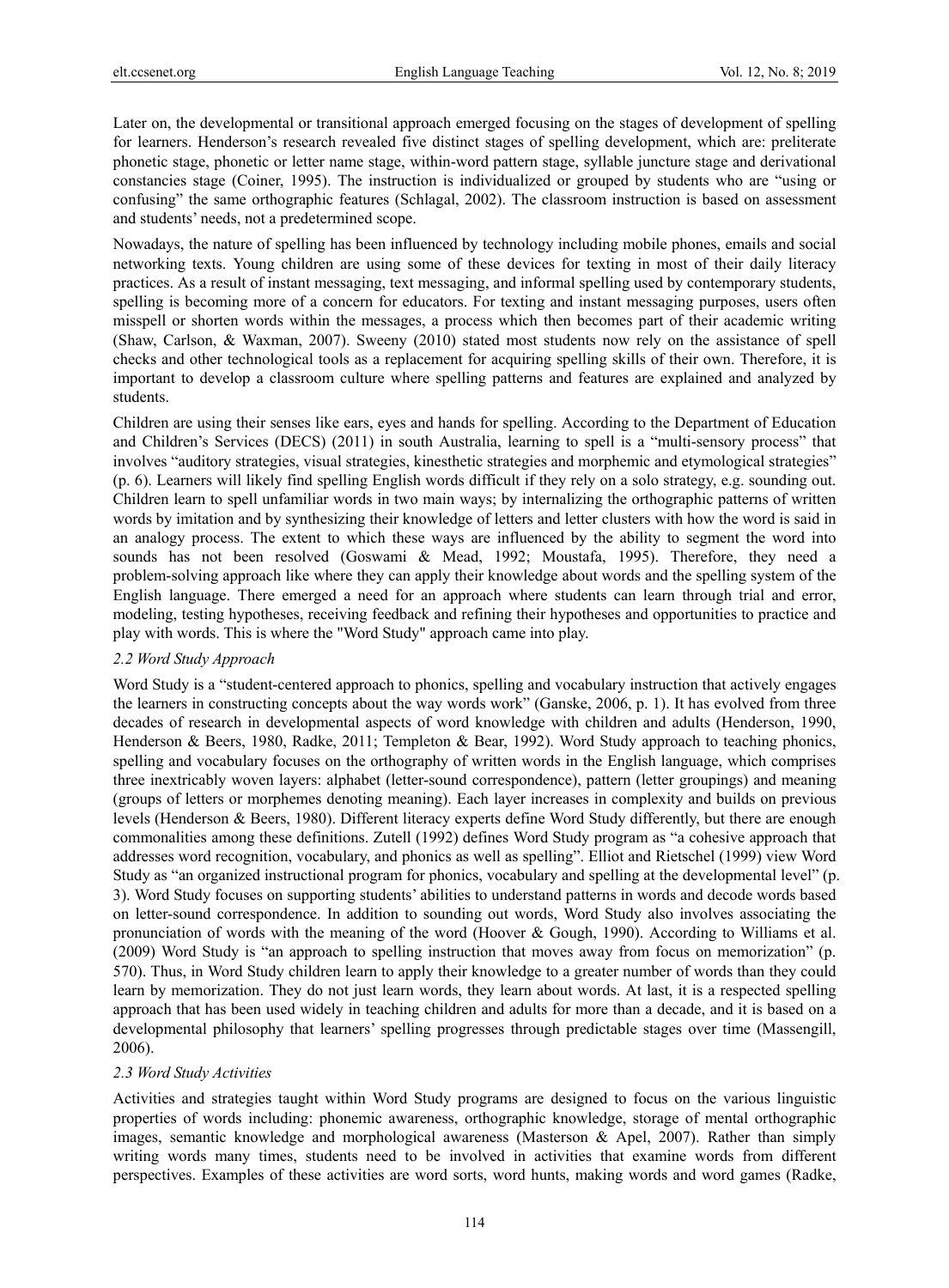Later on, the developmental or transitional approach emerged focusing on the stages of development of spelling for learners. Henderson's research revealed five distinct stages of spelling development, which are: preliterate phonetic stage, phonetic or letter name stage, within-word pattern stage, syllable juncture stage and derivational constancies stage (Coiner, 1995). The instruction is individualized or grouped by students who are "using or confusing" the same orthographic features (Schlagal, 2002). The classroom instruction is based on assessment and students' needs, not a predetermined scope.

Nowadays, the nature of spelling has been influenced by technology including mobile phones, emails and social networking texts. Young children are using some of these devices for texting in most of their daily literacy practices. As a result of instant messaging, text messaging, and informal spelling used by contemporary students, spelling is becoming more of a concern for educators. For texting and instant messaging purposes, users often misspell or shorten words within the messages, a process which then becomes part of their academic writing (Shaw, Carlson, & Waxman, 2007). Sweeny (2010) stated most students now rely on the assistance of spell checks and other technological tools as a replacement for acquiring spelling skills of their own. Therefore, it is important to develop a classroom culture where spelling patterns and features are explained and analyzed by students.

Children are using their senses like ears, eyes and hands for spelling. According to the Department of Education and Children's Services (DECS) (2011) in south Australia, learning to spell is a "multi-sensory process" that involves "auditory strategies, visual strategies, kinesthetic strategies and morphemic and etymological strategies" (p. 6). Learners will likely find spelling English words difficult if they rely on a solo strategy, e.g. sounding out. Children learn to spell unfamiliar words in two main ways; by internalizing the orthographic patterns of written words by imitation and by synthesizing their knowledge of letters and letter clusters with how the word is said in an analogy process. The extent to which these ways are influenced by the ability to segment the word into sounds has not been resolved (Goswami & Mead, 1992; Moustafa, 1995). Therefore, they need a problem-solving approach like where they can apply their knowledge about words and the spelling system of the English language. There emerged a need for an approach where students can learn through trial and error, modeling, testing hypotheses, receiving feedback and refining their hypotheses and opportunities to practice and play with words. This is where the "Word Study" approach came into play.

### *2.2 Word Study Approach*

Word Study is a "student-centered approach to phonics, spelling and vocabulary instruction that actively engages the learners in constructing concepts about the way words work" (Ganske, 2006, p. 1). It has evolved from three decades of research in developmental aspects of word knowledge with children and adults (Henderson, 1990, Henderson & Beers, 1980, Radke, 2011; Templeton & Bear, 1992). Word Study approach to teaching phonics, spelling and vocabulary focuses on the orthography of written words in the English language, which comprises three inextricably woven layers: alphabet (letter-sound correspondence), pattern (letter groupings) and meaning (groups of letters or morphemes denoting meaning). Each layer increases in complexity and builds on previous levels (Henderson & Beers, 1980). Different literacy experts define Word Study differently, but there are enough commonalities among these definitions. Zutell (1992) defines Word Study program as "a cohesive approach that addresses word recognition, vocabulary, and phonics as well as spelling". Elliot and Rietschel (1999) view Word Study as "an organized instructional program for phonics, vocabulary and spelling at the developmental level" (p. 3). Word Study focuses on supporting students' abilities to understand patterns in words and decode words based on letter-sound correspondence. In addition to sounding out words, Word Study also involves associating the pronunciation of words with the meaning of the word (Hoover & Gough, 1990). According to Williams et al. (2009) Word Study is "an approach to spelling instruction that moves away from focus on memorization" (p. 570). Thus, in Word Study children learn to apply their knowledge to a greater number of words than they could learn by memorization. They do not just learn words, they learn about words. At last, it is a respected spelling approach that has been used widely in teaching children and adults for more than a decade, and it is based on a developmental philosophy that learners' spelling progresses through predictable stages over time (Massengill, 2006).

### *2.3 Word Study Activities*

Activities and strategies taught within Word Study programs are designed to focus on the various linguistic properties of words including: phonemic awareness, orthographic knowledge, storage of mental orthographic images, semantic knowledge and morphological awareness (Masterson & Apel, 2007). Rather than simply writing words many times, students need to be involved in activities that examine words from different perspectives. Examples of these activities are word sorts, word hunts, making words and word games (Radke,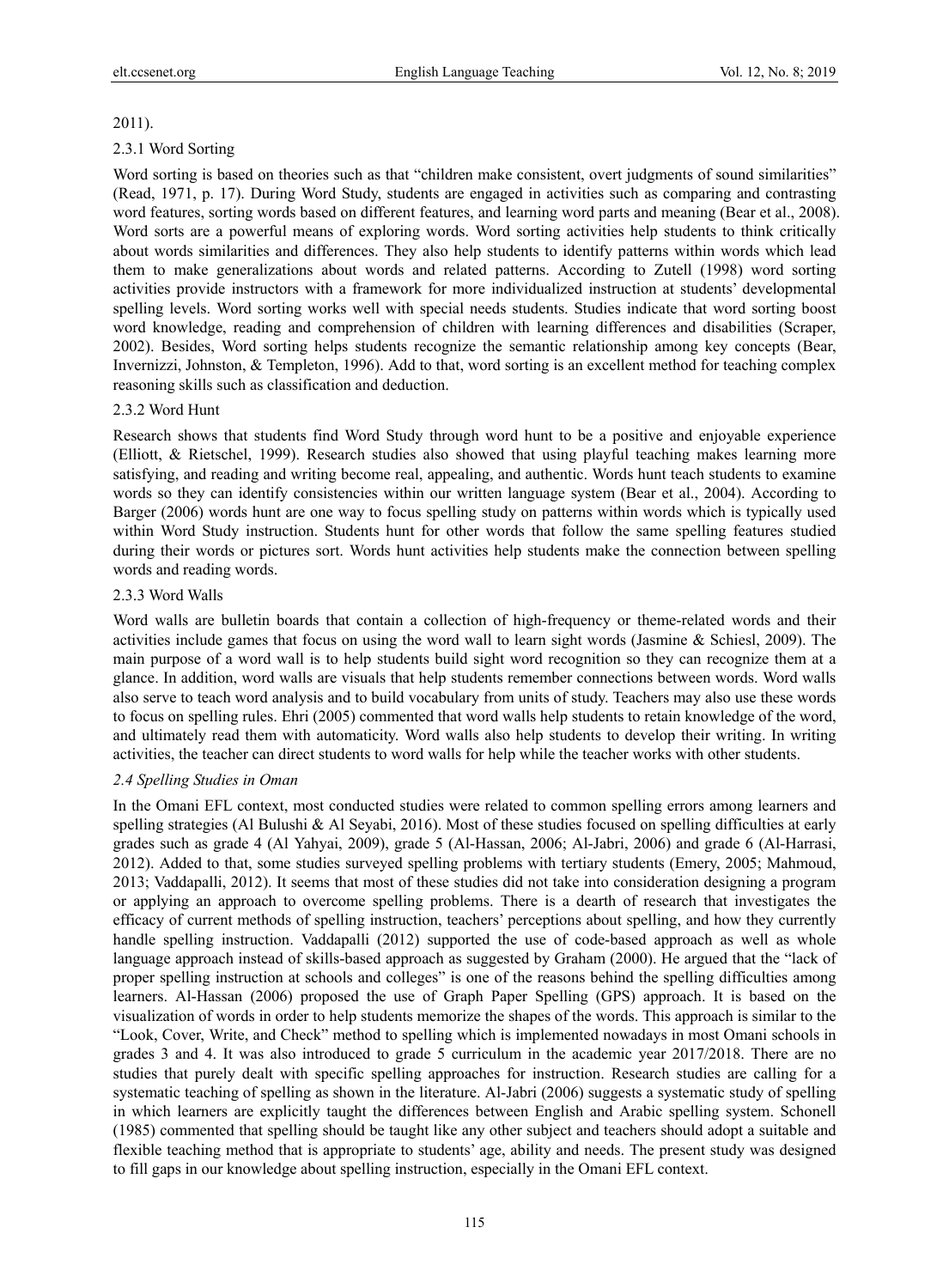2011).

#### 2.3.1 Word Sorting

Word sorting is based on theories such as that "children make consistent, overt judgments of sound similarities" (Read, 1971, p. 17). During Word Study, students are engaged in activities such as comparing and contrasting word features, sorting words based on different features, and learning word parts and meaning (Bear et al., 2008). Word sorts are a powerful means of exploring words. Word sorting activities help students to think critically about words similarities and differences. They also help students to identify patterns within words which lead them to make generalizations about words and related patterns. According to Zutell (1998) word sorting activities provide instructors with a framework for more individualized instruction at students' developmental spelling levels. Word sorting works well with special needs students. Studies indicate that word sorting boost word knowledge, reading and comprehension of children with learning differences and disabilities (Scraper, 2002). Besides, Word sorting helps students recognize the semantic relationship among key concepts (Bear, Invernizzi, Johnston, & Templeton, 1996). Add to that, word sorting is an excellent method for teaching complex reasoning skills such as classification and deduction.

#### 2.3.2 Word Hunt

Research shows that students find Word Study through word hunt to be a positive and enjoyable experience (Elliott, & Rietschel, 1999). Research studies also showed that using playful teaching makes learning more satisfying, and reading and writing become real, appealing, and authentic. Words hunt teach students to examine words so they can identify consistencies within our written language system (Bear et al., 2004). According to Barger (2006) words hunt are one way to focus spelling study on patterns within words which is typically used within Word Study instruction. Students hunt for other words that follow the same spelling features studied during their words or pictures sort. Words hunt activities help students make the connection between spelling words and reading words.

#### 2.3.3 Word Walls

Word walls are bulletin boards that contain a collection of high-frequency or theme-related words and their activities include games that focus on using the word wall to learn sight words (Jasmine & Schiesl, 2009). The main purpose of a word wall is to help students build sight word recognition so they can recognize them at a glance. In addition, word walls are visuals that help students remember connections between words. Word walls also serve to teach word analysis and to build vocabulary from units of study. Teachers may also use these words to focus on spelling rules. Ehri (2005) commented that word walls help students to retain knowledge of the word, and ultimately read them with automaticity. Word walls also help students to develop their writing. In writing activities, the teacher can direct students to word walls for help while the teacher works with other students.

### *2.4 Spelling Studies in Oman*

In the Omani EFL context, most conducted studies were related to common spelling errors among learners and spelling strategies (Al Bulushi & Al Seyabi, 2016). Most of these studies focused on spelling difficulties at early grades such as grade 4 (Al Yahyai, 2009), grade 5 (Al-Hassan, 2006; Al-Jabri, 2006) and grade 6 (Al-Harrasi, 2012). Added to that, some studies surveyed spelling problems with tertiary students (Emery, 2005; Mahmoud, 2013; Vaddapalli, 2012). It seems that most of these studies did not take into consideration designing a program or applying an approach to overcome spelling problems. There is a dearth of research that investigates the efficacy of current methods of spelling instruction, teachers' perceptions about spelling, and how they currently handle spelling instruction. Vaddapalli (2012) supported the use of code-based approach as well as whole language approach instead of skills-based approach as suggested by Graham (2000). He argued that the "lack of proper spelling instruction at schools and colleges" is one of the reasons behind the spelling difficulties among learners. Al-Hassan (2006) proposed the use of Graph Paper Spelling (GPS) approach. It is based on the visualization of words in order to help students memorize the shapes of the words. This approach is similar to the "Look, Cover, Write, and Check" method to spelling which is implemented nowadays in most Omani schools in grades 3 and 4. It was also introduced to grade 5 curriculum in the academic year 2017/2018. There are no studies that purely dealt with specific spelling approaches for instruction. Research studies are calling for a systematic teaching of spelling as shown in the literature. Al-Jabri (2006) suggests a systematic study of spelling in which learners are explicitly taught the differences between English and Arabic spelling system. Schonell (1985) commented that spelling should be taught like any other subject and teachers should adopt a suitable and flexible teaching method that is appropriate to students' age, ability and needs. The present study was designed to fill gaps in our knowledge about spelling instruction, especially in the Omani EFL context.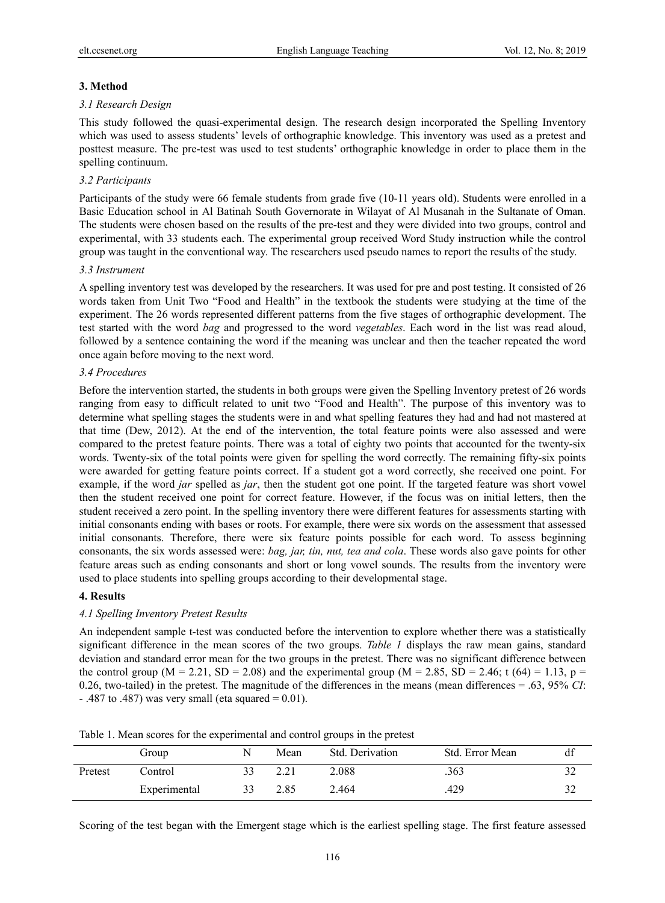## 3. Method

### *3.1 Research Design*

This study followed the quasi-experimental design. The research design incorporated the Spelling Inventory which was used to assess students' levels of orthographic knowledge. This inventory was used as a pretest and posttest measure. The pre-test was used to test students' orthographic knowledge in order to place them in the spelling continuum.

### *3.2 Participants*

Participants of the study were 66 female students from grade five (10-11 years old). Students were enrolled in a Basic Education school in Al Batinah South Governorate in Wilayat of Al Musanah in the Sultanate of Oman. The students were chosen based on the results of the pre-test and they were divided into two groups, control and experimental, with 33 students each. The experimental group received Word Study instruction while the control group was taught in the conventional way. The researchers used pseudo names to report the results of the study.

### *3.3 Instrument*

A spelling inventory test was developed by the researchers. It was used for pre and post testing. It consisted of 26 words taken from Unit Two "Food and Health" in the textbook the students were studying at the time of the experiment. The 26 words represented different patterns from the five stages of orthographic development. The test started with the word *bag* and progressed to the word *vegetables*. Each word in the list was read aloud, followed by a sentence containing the word if the meaning was unclear and then the teacher repeated the word once again before moving to the next word.

### *3.4 Procedures*

Before the intervention started, the students in both groups were given the Spelling Inventory pretest of 26 words ranging from easy to difficult related to unit two "Food and Health". The purpose of this inventory was to determine what spelling stages the students were in and what spelling features they had and had not mastered at that time (Dew, 2012). At the end of the intervention, the total feature points were also assessed and were compared to the pretest feature points. There was a total of eighty two points that accounted for the twenty-six words. Twenty-six of the total points were given for spelling the word correctly. The remaining fifty-six points were awarded for getting feature points correct. If a student got a word correctly, she received one point. For example, if the word *jar* spelled as *jar*, then the student got one point. If the targeted feature was short vowel then the student received one point for correct feature. However, if the focus was on initial letters, then the student received a zero point. In the spelling inventory there were different features for assessments starting with initial consonants ending with bases or roots. For example, there were six words on the assessment that assessed initial consonants. Therefore, there were six feature points possible for each word. To assess beginning consonants, the six words assessed were: *bag, jar, tin, nut, tea and cola*. These words also gave points for other feature areas such as ending consonants and short or long vowel sounds. The results from the inventory were used to place students into spelling groups according to their developmental stage.

## 4. Results

### *4.1 Spelling Inventory Pretest Results*

An independent sample t-test was conducted before the intervention to explore whether there was a statistically significant difference in the mean scores of the two groups. *Table 1* displays the raw mean gains, standard deviation and standard error mean for the two groups in the pretest. There was no significant difference between the control group ($M = 2.21$, $SD = 2.08$) and the experimental group ($M = 2.85$, $SD = 2.46$; $t\ (64) = 1.13$, $p = 0.26$, two-tailed) in the pretest. The magnitude of the differences in the means (mean differences = .63, 95% *CI*: - .487 to .487) was very small (eta squared = 0.01).

Table 1. Mean scores for the experimental and control groups in the pretest

| | Group | N | Mean | Std. Derivation | Std. Error Mean | df |
|---|---|---|---|---|---|---|
| Pretest | Control | 33 | 2.21 | 2.088 | .363 | 32 |
| | Experimental | 33 | 2.85 | 2.464 | .429 | 32 |

Scoring of the test began with the Emergent stage which is the earliest spelling stage. The first feature assessed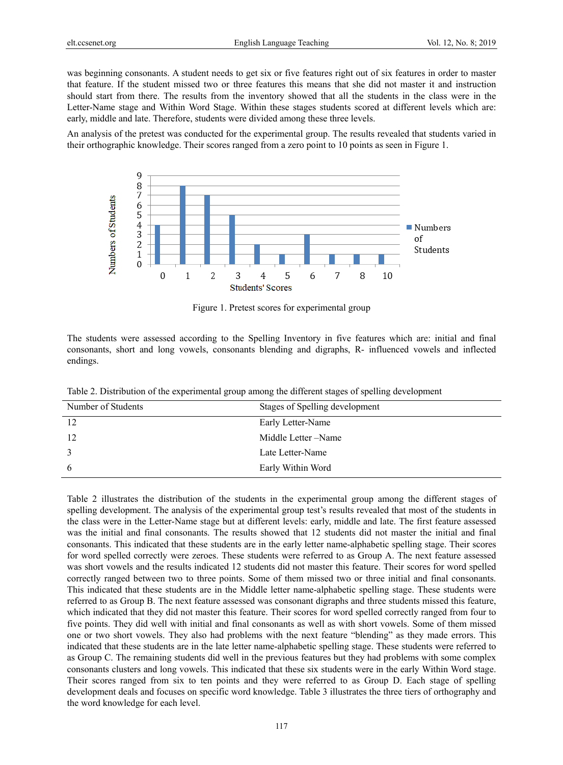was beginning consonants. A student needs to get six or five features right out of six features in order to master that feature. If the student missed two or three features this means that she did not master it and instruction should start from there. The results from the inventory showed that all the students in the class were in the Letter-Name stage and Within Word Stage. Within these stages students scored at different levels which are: early, middle and late. Therefore, students were divided among these three levels.

An analysis of the pretest was conducted for the experimental group. The results revealed that students varied in their orthographic knowledge. Their scores ranged from a zero point to 10 points as seen in Figure 1.

Numbers of Students
9
8
7
6
5
4
3
2
1
0
0 1 2 3 4 5 6 7 8 10
Students' Scores
Numbers of Students

Figure 1. Pretest scores for experimental group

The students were assessed according to the Spelling Inventory in five features which are: initial and final consonants, short and long vowels, consonants blending and digraphs, R- influenced vowels and inflected endings.

Table 2. Distribution of the experimental group among the different stages of spelling development

| Number of Students | Stages of Spelling development |
|---|---|
| 12 | Early Letter-Name |
| 12 | Middle Letter –Name |
| 3 | Late Letter-Name |
| 6 | Early Within Word |

Table 2 illustrates the distribution of the students in the experimental group among the different stages of spelling development. The analysis of the experimental group test's results revealed that most of the students in the class were in the Letter-Name stage but at different levels: early, middle and late. The first feature assessed was the initial and final consonants. The results showed that 12 students did not master the initial and final consonants. This indicated that these students are in the early letter name-alphabetic spelling stage. Their scores for word spelled correctly were zeroes. These students were referred to as Group A. The next feature assessed was short vowels and the results indicated 12 students did not master this feature. Their scores for word spelled correctly ranged between two to three points. Some of them missed two or three initial and final consonants. This indicated that these students are in the Middle letter name-alphabetic spelling stage. These students were referred to as Group B. The next feature assessed was consonant digraphs and three students missed this feature, which indicated that they did not master this feature. Their scores for word spelled correctly ranged from four to five points. They did well with initial and final consonants as well as with short vowels. Some of them missed one or two short vowels. They also had problems with the next feature "blending" as they made errors. This indicated that these students are in the late letter name-alphabetic spelling stage. These students were referred to as Group C. The remaining students did well in the previous features but they had problems with some complex consonants clusters and long vowels. This indicated that these six students were in the early Within Word stage. Their scores ranged from six to ten points and they were referred to as Group D. Each stage of spelling development deals and focuses on specific word knowledge. Table 3 illustrates the three tiers of orthography and the word knowledge for each level.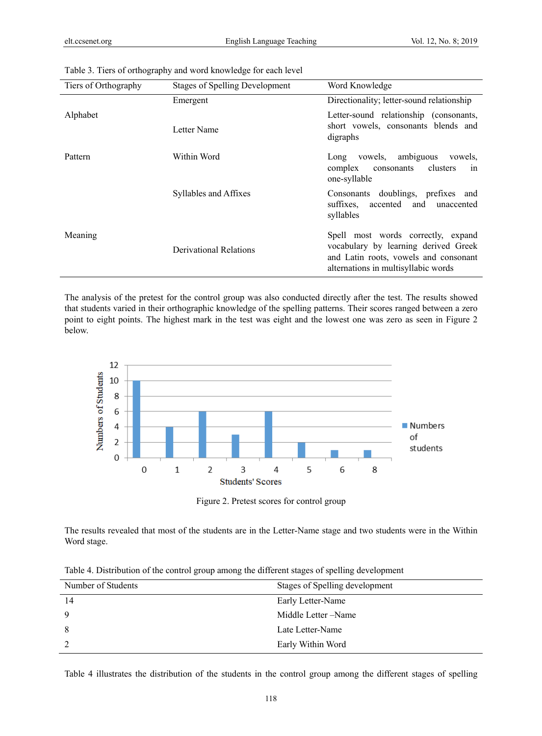Table 3. Tiers of orthography and word knowledge for each level

| Tiers of Orthography | Stages of Spelling Development | Word Knowledge |
|---|---|---|
| Alphabet | Emergent | Directionality; letter-sound relationship |
| | Letter Name | Letter-sound relationship (consonants, short vowels, consonants blends and digraphs |
| Pattern | Within Word | Long vowels, ambiguous vowels, complex consonants clusters in one-syllable |
| | Syllables and Affixes | Consonants doublings, prefixes and suffixes, accented and unaccented syllables |
| Meaning | Derivational Relations | Spell most words correctly, expand vocabulary by learning derived Greek and Latin roots, vowels and consonant alternations in multisyllabic words |

The analysis of the pretest for the control group was also conducted directly after the test. The results showed that students varied in their orthographic knowledge of the spelling patterns. Their scores ranged between a zero point to eight points. The highest mark in the test was eight and the lowest one was zero as seen in Figure 2 below.

Numbers of Students
12
10
8
6
4
2
0
0 1 2 3 4 5 6 8
Students' Scores
Numbers of students

Figure 2. Pretest scores for control group

The results revealed that most of the students are in the Letter-Name stage and two students were in the Within Word stage.

Table 4. Distribution of the control group among the different stages of spelling development

| Number of Students | Stages of Spelling development |
|---|---|
| 14 | Early Letter-Name |
| 9 | Middle Letter –Name |
| 8 | Late Letter-Name |
| 2 | Early Within Word |

Table 4 illustrates the distribution of the students in the control group among the different stages of spelling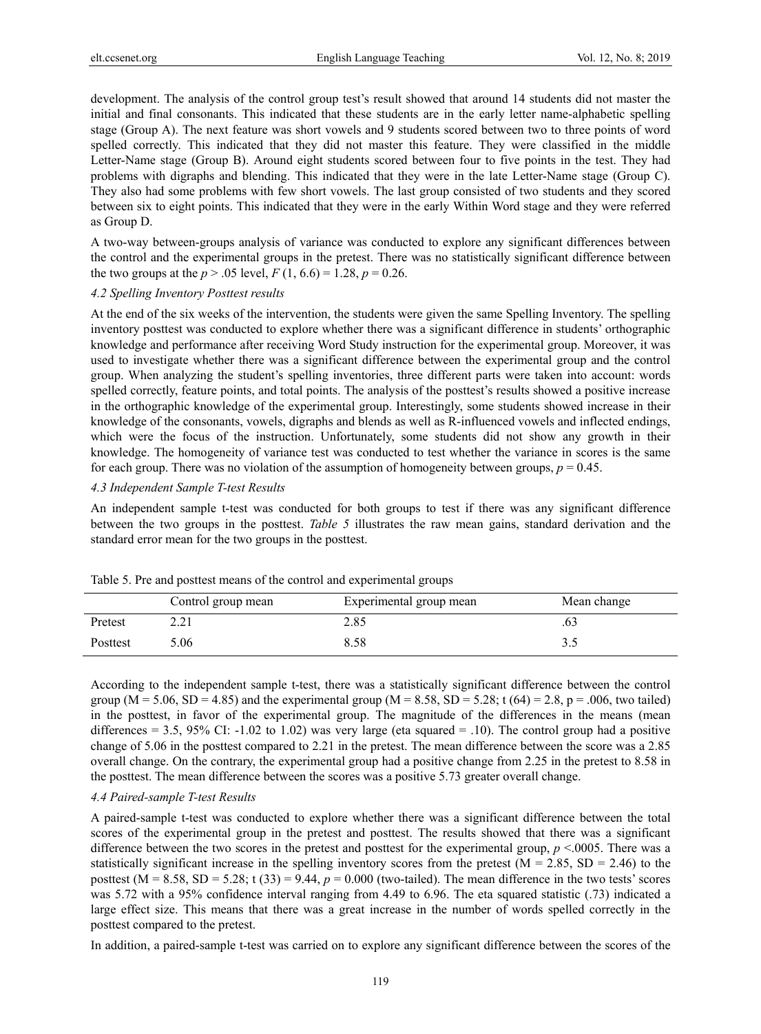development. The analysis of the control group test's result showed that around 14 students did not master the initial and final consonants. This indicated that these students are in the early letter name-alphabetic spelling stage (Group A). The next feature was short vowels and 9 students scored between two to three points of word spelled correctly. This indicated that they did not master this feature. They were classified in the middle Letter-Name stage (Group B). Around eight students scored between four to five points in the test. They had problems with digraphs and blending. This indicated that they were in the late Letter-Name stage (Group C). They also had some problems with few short vowels. The last group consisted of two students and they scored between six to eight points. This indicated that they were in the early Within Word stage and they were referred as Group D.

A two-way between-groups analysis of variance was conducted to explore any significant differences between the control and the experimental groups in the pretest. There was no statistically significant difference between the two groups at the $p > .05$ level, $F(1, 6.6) = 1.28$, $p = 0.26$.

#### 4.2 Spelling Inventory Posttest results

At the end of the six weeks of the intervention, the students were given the same Spelling Inventory. The spelling inventory posttest was conducted to explore whether there was a significant difference in students' orthographic knowledge and performance after receiving Word Study instruction for the experimental group. Moreover, it was used to investigate whether there was a significant difference between the experimental group and the control group. When analyzing the student's spelling inventories, three different parts were taken into account: words spelled correctly, feature points, and total points. The analysis of the posttest's results showed a positive increase in the orthographic knowledge of the experimental group. Interestingly, some students showed increase in their knowledge of the consonants, vowels, digraphs and blends as well as R-influenced vowels and inflected endings, which were the focus of the instruction. Unfortunately, some students did not show any growth in their knowledge. The homogeneity of variance test was conducted to test whether the variance in scores is the same for each group. There was no violation of the assumption of homogeneity between groups, $p = 0.45$.

#### 4.3 Independent Sample T-test Results

An independent sample t-test was conducted for both groups to test if there was any significant difference between the two groups in the posttest. *Table 5* illustrates the raw mean gains, standard derivation and the standard error mean for the two groups in the posttest.

Table 5. Pre and posttest means of the control and experimental groups

| | Control group mean | Experimental group mean | Mean change |
|---|---|---|---|
| Pretest | 2.21 | 2.85 | .63 |
| Posttest | 5.06 | 8.58 | 3.5 |

According to the independent sample t-test, there was a statistically significant difference between the control group ($M = 5.06$, $SD = 4.85$) and the experimental group ($M = 8.58$, $SD = 5.28$; $t(64) = 2.8$, $p = .006$, two tailed) in the posttest, in favor of the experimental group. The magnitude of the differences in the means (mean differences = 3.5, 95% CI: -1.02 to 1.02) was very large (eta squared = .10). The control group had a positive change of 5.06 in the posttest compared to 2.21 in the pretest. The mean difference between the score was a 2.85 overall change. On the contrary, the experimental group had a positive change from 2.25 in the pretest to 8.58 in the posttest. The mean difference between the scores was a positive 5.73 greater overall change.

#### 4.4 Paired-sample T-test Results

A paired-sample t-test was conducted to explore whether there was a significant difference between the total scores of the experimental group in the pretest and posttest. The results showed that there was a significant difference between the two scores in the pretest and posttest for the experimental group, $p < .0005$. There was a statistically significant increase in the spelling inventory scores from the pretest ($M = 2.85$, $SD = 2.46$) to the posttest ($M = 8.58$, $SD = 5.28$; $t(33) = 9.44$, $p = 0.000$ (two-tailed). The mean difference in the two tests' scores was 5.72 with a 95% confidence interval ranging from 4.49 to 6.96. The eta squared statistic (.73) indicated a large effect size. This means that there was a great increase in the number of words spelled correctly in the posttest compared to the pretest.

In addition, a paired-sample t-test was carried on to explore any significant difference between the scores of the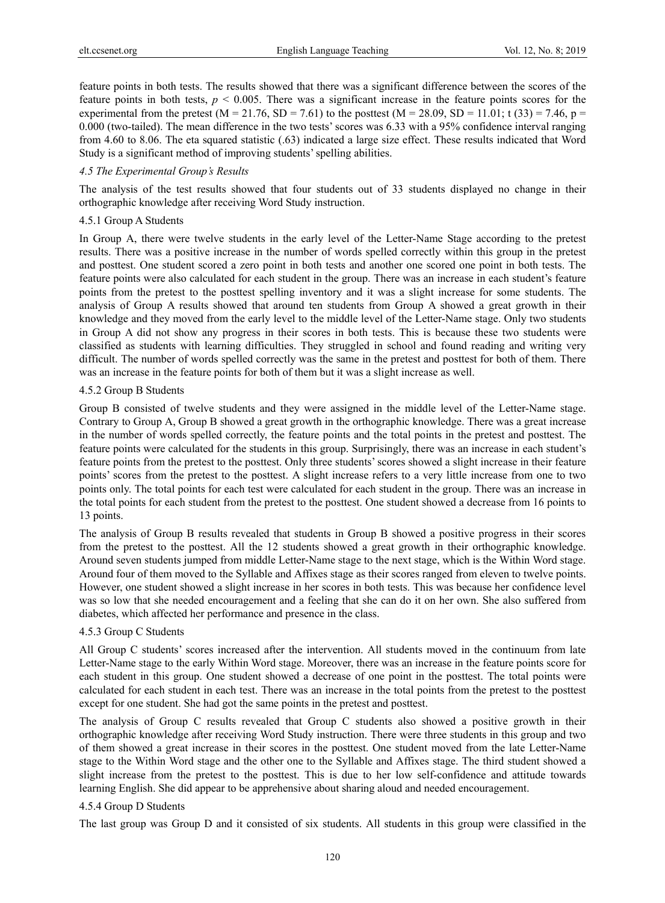feature points in both tests. The results showed that there was a significant difference between the scores of the feature points in both tests, $p < 0.005$. There was a significant increase in the feature points scores for the experimental from the pretest ($M = 21.76$, $SD = 7.61$) to the posttest ($M = 28.09$, $SD = 11.01$; $t(33) = 7.46$, $p = 0.000$ (two-tailed). The mean difference in the two tests' scores was 6.33 with a 95% confidence interval ranging from 4.60 to 8.06. The eta squared statistic (.63) indicated a large size effect. These results indicated that Word Study is a significant method of improving students' spelling abilities.

### *4.5 The Experimental Group's Results*

The analysis of the test results showed that four students out of 33 students displayed no change in their orthographic knowledge after receiving Word Study instruction.

#### 4.5.1 Group A Students

In Group A, there were twelve students in the early level of the Letter-Name Stage according to the pretest results. There was a positive increase in the number of words spelled correctly within this group in the pretest and posttest. One student scored a zero point in both tests and another one scored one point in both tests. The feature points were also calculated for each student in the group. There was an increase in each student's feature points from the pretest to the posttest spelling inventory and it was a slight increase for some students. The analysis of Group A results showed that around ten students from Group A showed a great growth in their knowledge and they moved from the early level to the middle level of the Letter-Name stage. Only two students in Group A did not show any progress in their scores in both tests. This is because these two students were classified as students with learning difficulties. They struggled in school and found reading and writing very difficult. The number of words spelled correctly was the same in the pretest and posttest for both of them. There was an increase in the feature points for both of them but it was a slight increase as well.

#### 4.5.2 Group B Students

Group B consisted of twelve students and they were assigned in the middle level of the Letter-Name stage. Contrary to Group A, Group B showed a great growth in the orthographic knowledge. There was a great increase in the number of words spelled correctly, the feature points and the total points in the pretest and posttest. The feature points were calculated for the students in this group. Surprisingly, there was an increase in each student's feature points from the pretest to the posttest. Only three students' scores showed a slight increase in their feature points' scores from the pretest to the posttest. A slight increase refers to a very little increase from one to two points only. The total points for each test were calculated for each student in the group. There was an increase in the total points for each student from the pretest to the posttest. One student showed a decrease from 16 points to 13 points.

The analysis of Group B results revealed that students in Group B showed a positive progress in their scores from the pretest to the posttest. All the 12 students showed a great growth in their orthographic knowledge. Around seven students jumped from middle Letter-Name stage to the next stage, which is the Within Word stage. Around four of them moved to the Syllable and Affixes stage as their scores ranged from eleven to twelve points. However, one student showed a slight increase in her scores in both tests. This was because her confidence level was so low that she needed encouragement and a feeling that she can do it on her own. She also suffered from diabetes, which affected her performance and presence in the class.

#### 4.5.3 Group C Students

All Group C students' scores increased after the intervention. All students moved in the continuum from late Letter-Name stage to the early Within Word stage. Moreover, there was an increase in the feature points score for each student in this group. One student showed a decrease of one point in the posttest. The total points were calculated for each student in each test. There was an increase in the total points from the pretest to the posttest except for one student. She had got the same points in the pretest and posttest.

The analysis of Group C results revealed that Group C students also showed a positive growth in their orthographic knowledge after receiving Word Study instruction. There were three students in this group and two of them showed a great increase in their scores in the posttest. One student moved from the late Letter-Name stage to the Within Word stage and the other one to the Syllable and Affixes stage. The third student showed a slight increase from the pretest to the posttest. This is due to her low self-confidence and attitude towards learning English. She did appear to be apprehensive about sharing aloud and needed encouragement.

#### 4.5.4 Group D Students

The last group was Group D and it consisted of six students. All students in this group were classified in the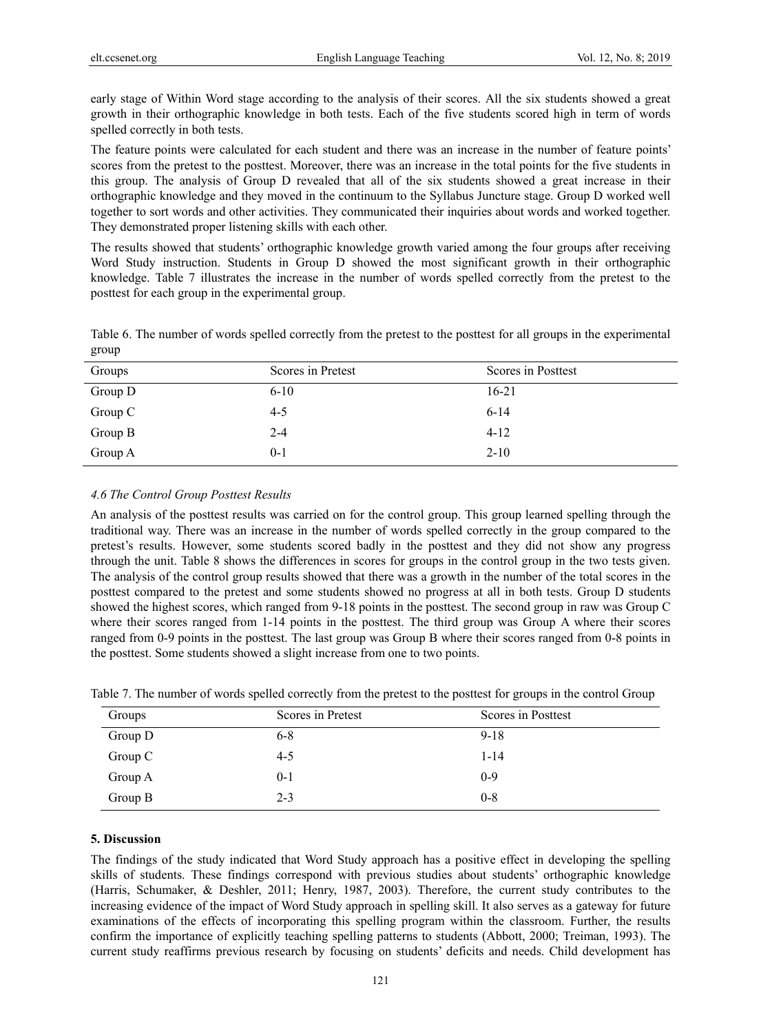early stage of Within Word stage according to the analysis of their scores. All the six students showed a great growth in their orthographic knowledge in both tests. Each of the five students scored high in term of words spelled correctly in both tests.

The feature points were calculated for each student and there was an increase in the number of feature points' scores from the pretest to the posttest. Moreover, there was an increase in the total points for the five students in this group. The analysis of Group D revealed that all of the six students showed a great increase in their orthographic knowledge and they moved in the continuum to the Syllabus Juncture stage. Group D worked well together to sort words and other activities. They communicated their inquiries about words and worked together. They demonstrated proper listening skills with each other.

The results showed that students' orthographic knowledge growth varied among the four groups after receiving Word Study instruction. Students in Group D showed the most significant growth in their orthographic knowledge. Table 7 illustrates the increase in the number of words spelled correctly from the pretest to the posttest for each group in the experimental group.

Table 6. The number of words spelled correctly from the pretest to the posttest for all groups in the experimental group

| Groups | Scores in Pretest | Scores in Posttest |
|---|---|---|
| Group D | 6-10 | 16-21 |
| Group C | 4-5 | 6-14 |
| Group B | 2-4 | 4-12 |
| Group A | 0-1 | 2-10 |

### *4.6 The Control Group Posttest Results*

An analysis of the posttest results was carried on for the control group. This group learned spelling through the traditional way. There was an increase in the number of words spelled correctly in the group compared to the pretest's results. However, some students scored badly in the posttest and they did not show any progress through the unit. Table 8 shows the differences in scores for groups in the control group in the two tests given. The analysis of the control group results showed that there was a growth in the number of the total scores in the posttest compared to the pretest and some students showed no progress at all in both tests. Group D students showed the highest scores, which ranged from 9-18 points in the posttest. The second group in raw was Group C where their scores ranged from 1-14 points in the posttest. The third group was Group A where their scores ranged from 0-9 points in the posttest. The last group was Group B where their scores ranged from 0-8 points in the posttest. Some students showed a slight increase from one to two points.

Table 7. The number of words spelled correctly from the pretest to the posttest for groups in the control Group

| Groups | Scores in Pretest | Scores in Posttest |
|---|---|---|
| Group D | 6-8 | 9-18 |
| Group C | 4-5 | 1-14 |
| Group A | 0-1 | 0-9 |
| Group B | 2-3 | 0-8 |

## 5. Discussion

The findings of the study indicated that Word Study approach has a positive effect in developing the spelling skills of students. These findings correspond with previous studies about students' orthographic knowledge (Harris, Schumaker, & Deshler, 2011; Henry, 1987, 2003). Therefore, the current study contributes to the increasing evidence of the impact of Word Study approach in spelling skill. It also serves as a gateway for future examinations of the effects of incorporating this spelling program within the classroom. Further, the results confirm the importance of explicitly teaching spelling patterns to students (Abbott, 2000; Treiman, 1993). The current study reaffirms previous research by focusing on students' deficits and needs. Child development has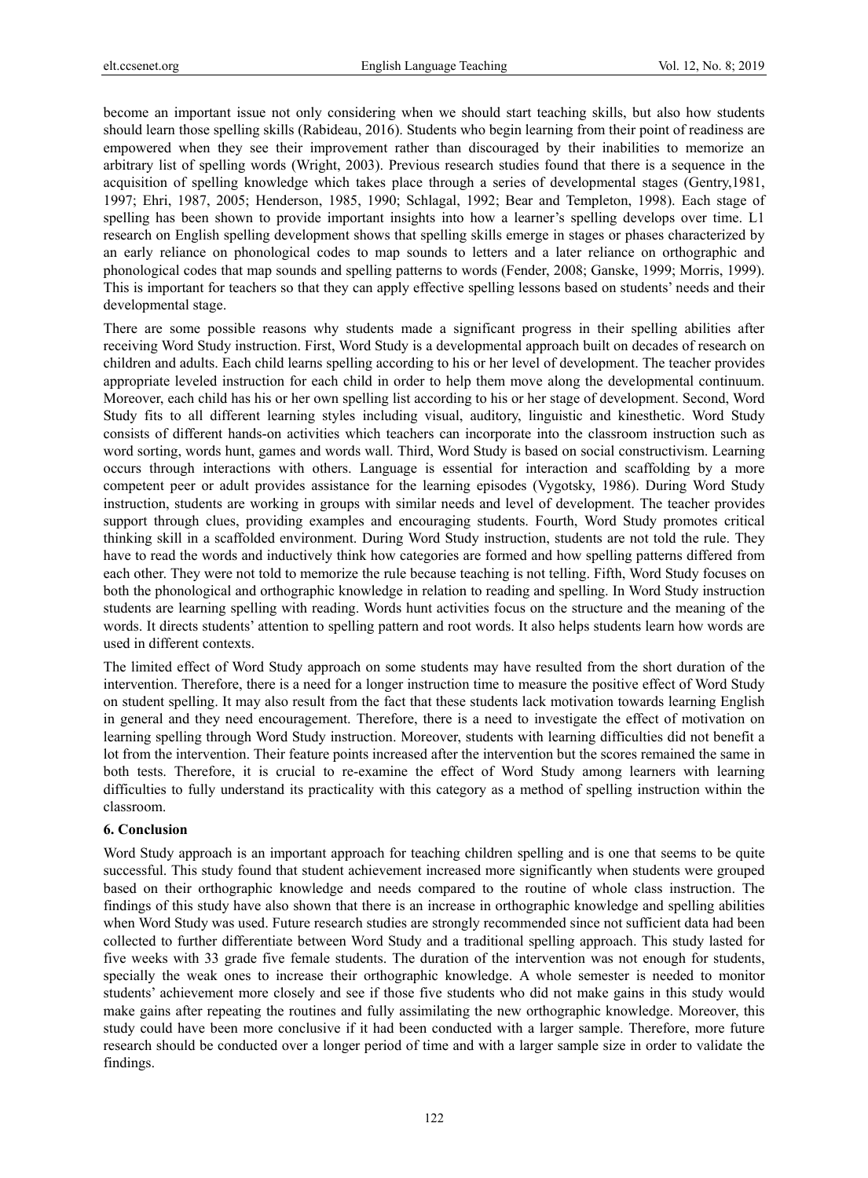become an important issue not only considering when we should start teaching skills, but also how students should learn those spelling skills (Rabideau, 2016). Students who begin learning from their point of readiness are empowered when they see their improvement rather than discouraged by their inabilities to memorize an arbitrary list of spelling words (Wright, 2003). Previous research studies found that there is a sequence in the acquisition of spelling knowledge which takes place through a series of developmental stages (Gentry,1981, 1997; Ehri, 1987, 2005; Henderson, 1985, 1990; Schlagal, 1992; Bear and Templeton, 1998). Each stage of spelling has been shown to provide important insights into how a learner's spelling develops over time. L1 research on English spelling development shows that spelling skills emerge in stages or phases characterized by an early reliance on phonological codes to map sounds to letters and a later reliance on orthographic and phonological codes that map sounds and spelling patterns to words (Fender, 2008; Ganske, 1999; Morris, 1999). This is important for teachers so that they can apply effective spelling lessons based on students' needs and their developmental stage.

There are some possible reasons why students made a significant progress in their spelling abilities after receiving Word Study instruction. First, Word Study is a developmental approach built on decades of research on children and adults. Each child learns spelling according to his or her level of development. The teacher provides appropriate leveled instruction for each child in order to help them move along the developmental continuum. Moreover, each child has his or her own spelling list according to his or her stage of development. Second, Word Study fits to all different learning styles including visual, auditory, linguistic and kinesthetic. Word Study consists of different hands-on activities which teachers can incorporate into the classroom instruction such as word sorting, words hunt, games and words wall. Third, Word Study is based on social constructivism. Learning occurs through interactions with others. Language is essential for interaction and scaffolding by a more competent peer or adult provides assistance for the learning episodes (Vygotsky, 1986). During Word Study instruction, students are working in groups with similar needs and level of development. The teacher provides support through clues, providing examples and encouraging students. Fourth, Word Study promotes critical thinking skill in a scaffolded environment. During Word Study instruction, students are not told the rule. They have to read the words and inductively think how categories are formed and how spelling patterns differed from each other. They were not told to memorize the rule because teaching is not telling. Fifth, Word Study focuses on both the phonological and orthographic knowledge in relation to reading and spelling. In Word Study instruction students are learning spelling with reading. Words hunt activities focus on the structure and the meaning of the words. It directs students' attention to spelling pattern and root words. It also helps students learn how words are used in different contexts.

The limited effect of Word Study approach on some students may have resulted from the short duration of the intervention. Therefore, there is a need for a longer instruction time to measure the positive effect of Word Study on student spelling. It may also result from the fact that these students lack motivation towards learning English in general and they need encouragement. Therefore, there is a need to investigate the effect of motivation on learning spelling through Word Study instruction. Moreover, students with learning difficulties did not benefit a lot from the intervention. Their feature points increased after the intervention but the scores remained the same in both tests. Therefore, it is crucial to re-examine the effect of Word Study among learners with learning difficulties to fully understand its practicality with this category as a method of spelling instruction within the classroom.

## 6. Conclusion

Word Study approach is an important approach for teaching children spelling and is one that seems to be quite successful. This study found that student achievement increased more significantly when students were grouped based on their orthographic knowledge and needs compared to the routine of whole class instruction. The findings of this study have also shown that there is an increase in orthographic knowledge and spelling abilities when Word Study was used. Future research studies are strongly recommended since not sufficient data had been collected to further differentiate between Word Study and a traditional spelling approach. This study lasted for five weeks with 33 grade five female students. The duration of the intervention was not enough for students, specially the weak ones to increase their orthographic knowledge. A whole semester is needed to monitor students' achievement more closely and see if those five students who did not make gains in this study would make gains after repeating the routines and fully assimilating the new orthographic knowledge. Moreover, this study could have been more conclusive if it had been conducted with a larger sample. Therefore, more future research should be conducted over a longer period of time and with a larger sample size in order to validate the findings.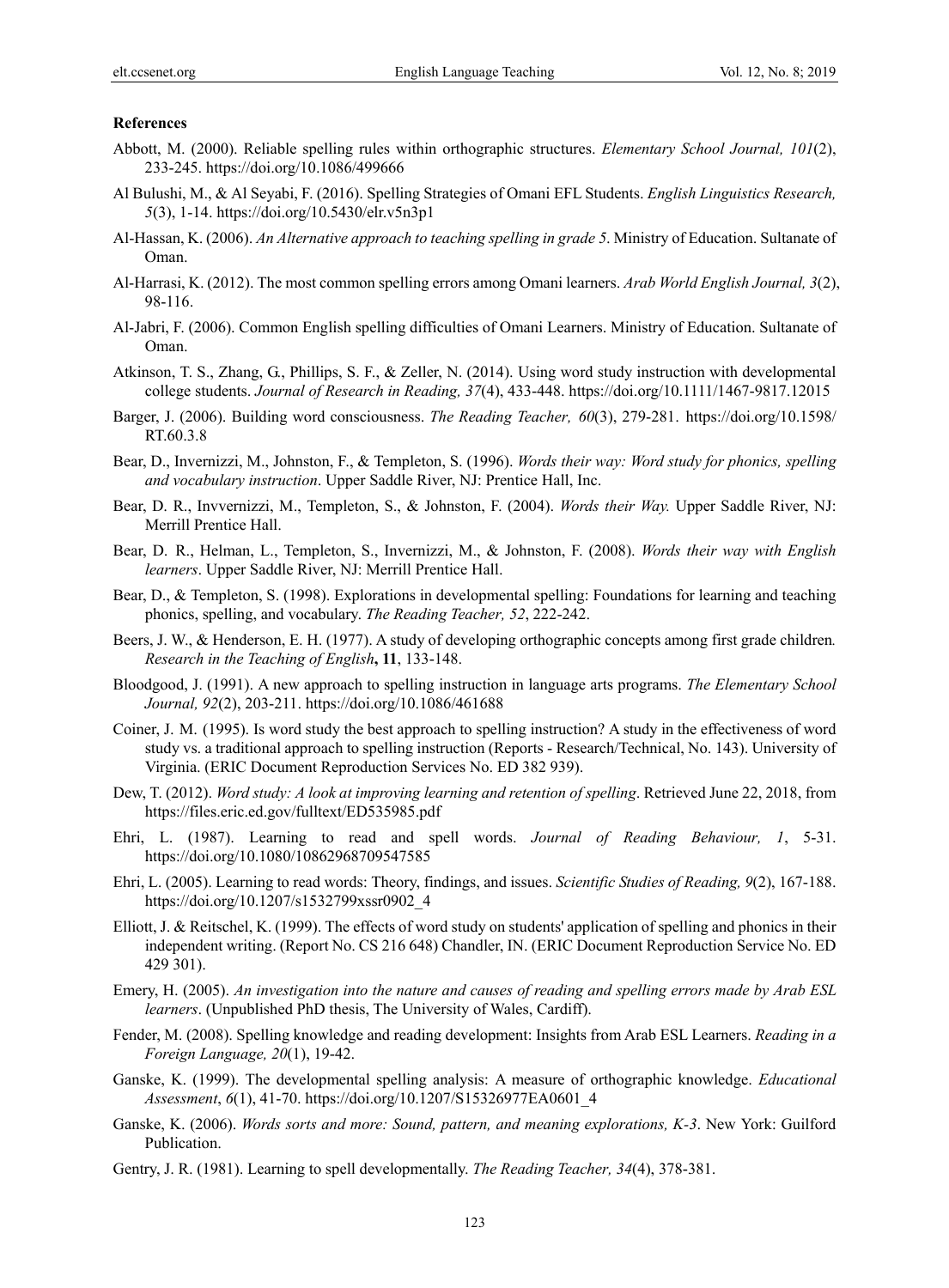### References

Abbott, M. (2000). Reliable spelling rules within orthographic structures. *Elementary School Journal, 101*(2), 233-245. https://doi.org/10.1086/499666

Al Bulushi, M., & Al Seyabi, F. (2016). Spelling Strategies of Omani EFL Students. *English Linguistics Research, 5*(3), 1-14. https://doi.org/10.5430/elr.v5n3p1

Al-Hassan, K. (2006). *An Alternative approach to teaching spelling in grade 5*. Ministry of Education. Sultanate of Oman.

Al-Harrasi, K. (2012). The most common spelling errors among Omani learners. *Arab World English Journal, 3*(2), 98-116.

Al-Jabri, F. (2006). Common English spelling difficulties of Omani Learners. Ministry of Education. Sultanate of Oman.

Atkinson, T. S., Zhang, G., Phillips, S. F., & Zeller, N. (2014). Using word study instruction with developmental college students. *Journal of Research in Reading, 37*(4), 433-448. https://doi.org/10.1111/1467-9817.12015

Barger, J. (2006). Building word consciousness. *The Reading Teacher, 60*(3), 279-281. https://doi.org/10.1598/RT.60.3.8

Bear, D., Invernizzi, M., Johnston, F., & Templeton, S. (1996). *Words their way: Word study for phonics, spelling and vocabulary instruction*. Upper Saddle River, NJ: Prentice Hall, Inc.

Bear, D. R., Invvernizzi, M., Templeton, S., & Johnston, F. (2004). *Words their Way.* Upper Saddle River, NJ: Merrill Prentice Hall.

Bear, D. R., Helman, L., Templeton, S., Invernizzi, M., & Johnston, F. (2008). *Words their way with English learners*. Upper Saddle River, NJ: Merrill Prentice Hall.

Bear, D., & Templeton, S. (1998). Explorations in developmental spelling: Foundations for learning and teaching phonics, spelling, and vocabulary. *The Reading Teacher, 52*, 222-242.

Beers, J. W., & Henderson, E. H. (1977). A study of developing orthographic concepts among first grade children*. Research in the Teaching of English***, 11**, 133-148.

Bloodgood, J. (1991). A new approach to spelling instruction in language arts programs. *The Elementary School Journal, 92*(2), 203-211. https://doi.org/10.1086/461688

Coiner, J. M. (1995). Is word study the best approach to spelling instruction? A study in the effectiveness of word study vs. a traditional approach to spelling instruction (Reports - Research/Technical, No. 143). University of Virginia. (ERIC Document Reproduction Services No. ED 382 939).

Dew, T. (2012). *Word study: A look at improving learning and retention of spelling*. Retrieved June 22, 2018, from https://files.eric.ed.gov/fulltext/ED535985.pdf

Ehri, L. (1987). Learning to read and spell words. *Journal of Reading Behaviour, 1*, 5-31. https://doi.org/10.1080/10862968709547585

Ehri, L. (2005). Learning to read words: Theory, findings, and issues. *Scientific Studies of Reading, 9*(2), 167-188. https://doi.org/10.1207/s1532799xssr0902_4

Elliott, J. & Reitschel, K. (1999). The effects of word study on students' application of spelling and phonics in their independent writing. (Report No. CS 216 648) Chandler, IN. (ERIC Document Reproduction Service No. ED 429 301).

Emery, H. (2005). *An investigation into the nature and causes of reading and spelling errors made by Arab ESL learners*. (Unpublished PhD thesis, The University of Wales, Cardiff).

Fender, M. (2008). Spelling knowledge and reading development: Insights from Arab ESL Learners. *Reading in a Foreign Language, 20*(1), 19-42.

Ganske, K. (1999). The developmental spelling analysis: A measure of orthographic knowledge. *Educational Assessment*, *6*(1), 41-70. https://doi.org/10.1207/S15326977EA0601_4

Ganske, K. (2006). *Words sorts and more: Sound, pattern, and meaning explorations, K-3*. New York: Guilford Publication.

Gentry, J. R. (1981). Learning to spell developmentally. *The Reading Teacher, 34*(4), 378-381.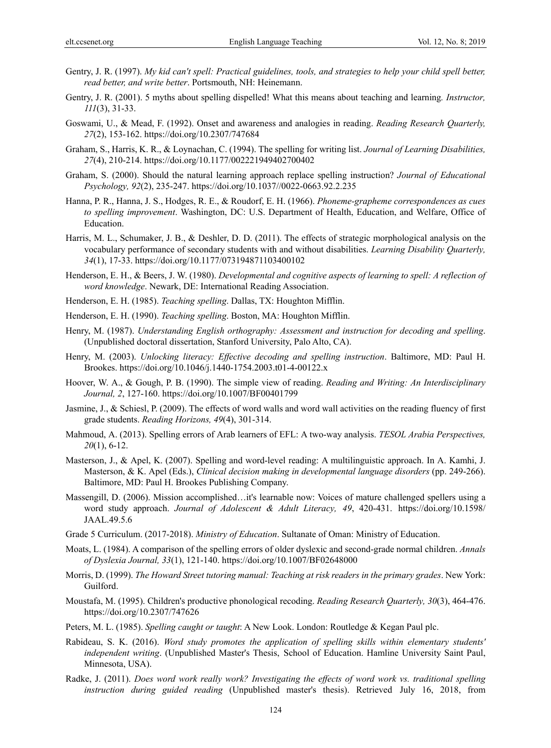Gentry, J. R. (1997). *My kid can't spell: Practical guidelines, tools, and strategies to help your child spell better, read better, and write better*. Portsmouth, NH: Heinemann.

Gentry, J. R. (2001). 5 myths about spelling dispelled! What this means about teaching and learning. *Instructor, 111*(3), 31-33.

Goswami, U., & Mead, F. (1992). Onset and awareness and analogies in reading. *Reading Research Quarterly, 27*(2), 153-162. https://doi.org/10.2307/747684

Graham, S., Harris, K. R., & Loynachan, C. (1994). The spelling for writing list. *Journal of Learning Disabilities, 27*(4), 210-214. https://doi.org/10.1177/002221949402700402

Graham, S. (2000). Should the natural learning approach replace spelling instruction? *Journal of Educational Psychology, 92*(2), 235-247. https://doi.org/10.1037//0022-0663.92.2.235

Hanna, P. R., Hanna, J. S., Hodges, R. E., & Roudorf, E. H. (1966). *Phoneme-grapheme correspondences as cues to spelling improvement*. Washington, DC: U.S. Department of Health, Education, and Welfare, Office of Education.

Harris, M. L., Schumaker, J. B., & Deshler, D. D. (2011). The effects of strategic morphological analysis on the vocabulary performance of secondary students with and without disabilities. *Learning Disability Quarterly, 34*(1), 17-33. https://doi.org/10.1177/073194871103400102

Henderson, E. H., & Beers, J. W. (1980). *Developmental and cognitive aspects of learning to spell: A reflection of word knowledge*. Newark, DE: International Reading Association.

Henderson, E. H. (1985). *Teaching spelling*. Dallas, TX: Houghton Mifflin.

Henderson, E. H. (1990). *Teaching spelling*. Boston, MA: Houghton Mifflin.

Henry, M. (1987). *Understanding English orthography: Assessment and instruction for decoding and spelling*. (Unpublished doctoral dissertation, Stanford University, Palo Alto, CA).

Henry, M. (2003). *Unlocking literacy: Effective decoding and spelling instruction*. Baltimore, MD: Paul H. Brookes. https://doi.org/10.1046/j.1440-1754.2003.t01-4-00122.x

Hoover, W. A., & Gough, P. B. (1990). The simple view of reading. *Reading and Writing: An Interdisciplinary Journal, 2*, 127-160. https://doi.org/10.1007/BF00401799

Jasmine, J., & Schiesl, P. (2009). The effects of word walls and word wall activities on the reading fluency of first grade students. *Reading Horizons, 49*(4), 301-314.

Mahmoud, A. (2013). Spelling errors of Arab learners of EFL: A two-way analysis. *TESOL Arabia Perspectives, 20*(1), 6-12.

Masterson, J., & Apel, K. (2007). Spelling and word-level reading: A multilinguistic approach. In A. Kamhi, J. Masterson, & K. Apel (Eds.), *Clinical decision making in developmental language disorders* (pp. 249-266). Baltimore, MD: Paul H. Brookes Publishing Company.

Massengill, D. (2006). Mission accomplished…it's learnable now: Voices of mature challenged spellers using a word study approach. *Journal of Adolescent & Adult Literacy, 49*, 420-431. https://doi.org/10.1598/JAAL.49.5.6

Grade 5 Curriculum. (2017-2018). *Ministry of Education*. Sultanate of Oman: Ministry of Education.

Moats, L. (1984). A comparison of the spelling errors of older dyslexic and second-grade normal children. *Annals of Dyslexia Journal, 33*(1), 121-140. https://doi.org/10.1007/BF02648000

Morris, D. (1999). *The Howard Street tutoring manual: Teaching at risk readers in the primary grades*. New York: Guilford.

Moustafa, M. (1995). Children's productive phonological recoding. *Reading Research Quarterly, 30*(3), 464-476. https://doi.org/10.2307/747626

Peters, M. L. (1985). *Spelling caught or taught*: A New Look. London: Routledge & Kegan Paul plc.

Rabideau, S. K. (2016). *Word study promotes the application of spelling skills within elementary students' independent writing*. (Unpublished Master's Thesis, School of Education. Hamline University Saint Paul, Minnesota, USA).

Radke, J. (2011). *Does word work really work? Investigating the effects of word work vs. traditional spelling instruction during guided reading* (Unpublished master's thesis). Retrieved July 16, 2018, from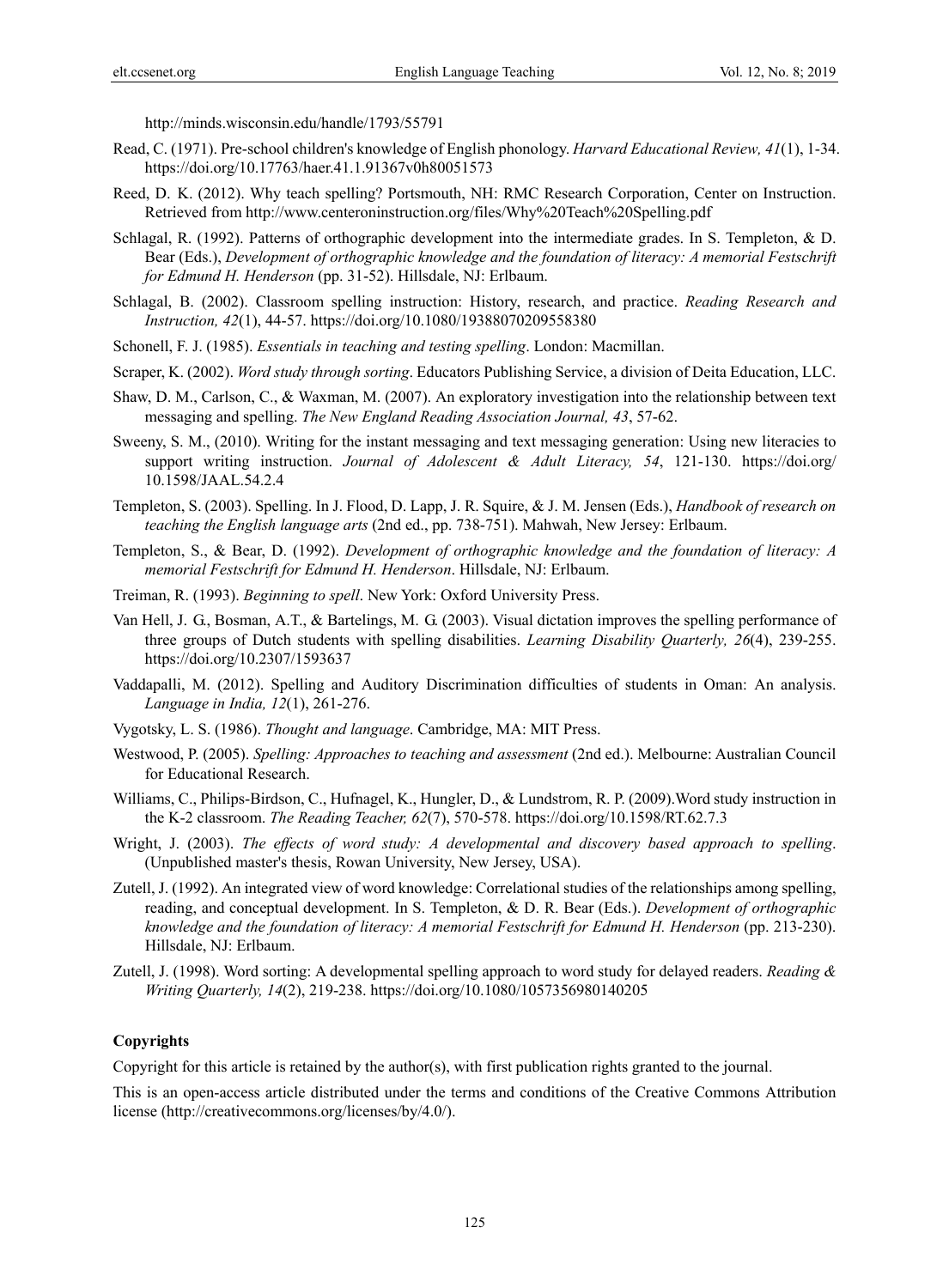http://minds.wisconsin.edu/handle/1793/55791

Read, C. (1971). Pre-school children's knowledge of English phonology. *Harvard Educational Review, 41*(1), 1-34. https://doi.org/10.17763/haer.41.1.91367v0h80051573

Reed, D. K. (2012). Why teach spelling? Portsmouth, NH: RMC Research Corporation, Center on Instruction. Retrieved from http://www.centeroninstruction.org/files/Why%20Teach%20Spelling.pdf

Schlagal, R. (1992). Patterns of orthographic development into the intermediate grades. In S. Templeton, & D. Bear (Eds.), *Development of orthographic knowledge and the foundation of literacy: A memorial Festschrift for Edmund H. Henderson* (pp. 31-52). Hillsdale, NJ: Erlbaum.

Schlagal, B. (2002). Classroom spelling instruction: History, research, and practice. *Reading Research and Instruction, 42*(1), 44-57. https://doi.org/10.1080/19388070209558380

Schonell, F. J. (1985). *Essentials in teaching and testing spelling*. London: Macmillan.

Scraper, K. (2002). *Word study through sorting*. Educators Publishing Service, a division of Deita Education, LLC.

Shaw, D. M., Carlson, C., & Waxman, M. (2007). An exploratory investigation into the relationship between text messaging and spelling. *The New England Reading Association Journal, 43*, 57-62.

Sweeny, S. M., (2010). Writing for the instant messaging and text messaging generation: Using new literacies to support writing instruction. *Journal of Adolescent & Adult Literacy, 54*, 121-130. https://doi.org/ 10.1598/JAAL.54.2.4

Templeton, S. (2003). Spelling. In J. Flood, D. Lapp, J. R. Squire, & J. M. Jensen (Eds.), *Handbook of research on teaching the English language arts* (2nd ed., pp. 738-751). Mahwah, New Jersey: Erlbaum.

Templeton, S., & Bear, D. (1992). *Development of orthographic knowledge and the foundation of literacy: A memorial Festschrift for Edmund H. Henderson*. Hillsdale, NJ: Erlbaum.

Treiman, R. (1993). *Beginning to spell*. New York: Oxford University Press.

Van Hell, J. G., Bosman, A.T., & Bartelings, M. G. (2003). Visual dictation improves the spelling performance of three groups of Dutch students with spelling disabilities. *Learning Disability Quarterly, 26*(4), 239-255. https://doi.org/10.2307/1593637

Vaddapalli, M. (2012). Spelling and Auditory Discrimination difficulties of students in Oman: An analysis. *Language in India, 12*(1), 261-276.

Vygotsky, L. S. (1986). *Thought and language*. Cambridge, MA: MIT Press.

Westwood, P. (2005). *Spelling: Approaches to teaching and assessment* (2nd ed.). Melbourne: Australian Council for Educational Research.

Williams, C., Philips-Birdson, C., Hufnagel, K., Hungler, D., & Lundstrom, R. P. (2009).Word study instruction in the K-2 classroom. *The Reading Teacher, 62*(7), 570-578. https://doi.org/10.1598/RT.62.7.3

Wright, J. (2003). *The effects of word study: A developmental and discovery based approach to spelling*. (Unpublished master's thesis, Rowan University, New Jersey, USA).

Zutell, J. (1992). An integrated view of word knowledge: Correlational studies of the relationships among spelling, reading, and conceptual development. In S. Templeton, & D. R. Bear (Eds.). *Development of orthographic knowledge and the foundation of literacy: A memorial Festschrift for Edmund H. Henderson* (pp. 213-230). Hillsdale, NJ: Erlbaum.

Zutell, J. (1998). Word sorting: A developmental spelling approach to word study for delayed readers. *Reading & Writing Quarterly, 14*(2), 219-238. https://doi.org/10.1080/1057356980140205

## Copyrights

Copyright for this article is retained by the author(s), with first publication rights granted to the journal.

This is an open-access article distributed under the terms and conditions of the Creative Commons Attribution license (http://creativecommons.org/licenses/by/4.0/).